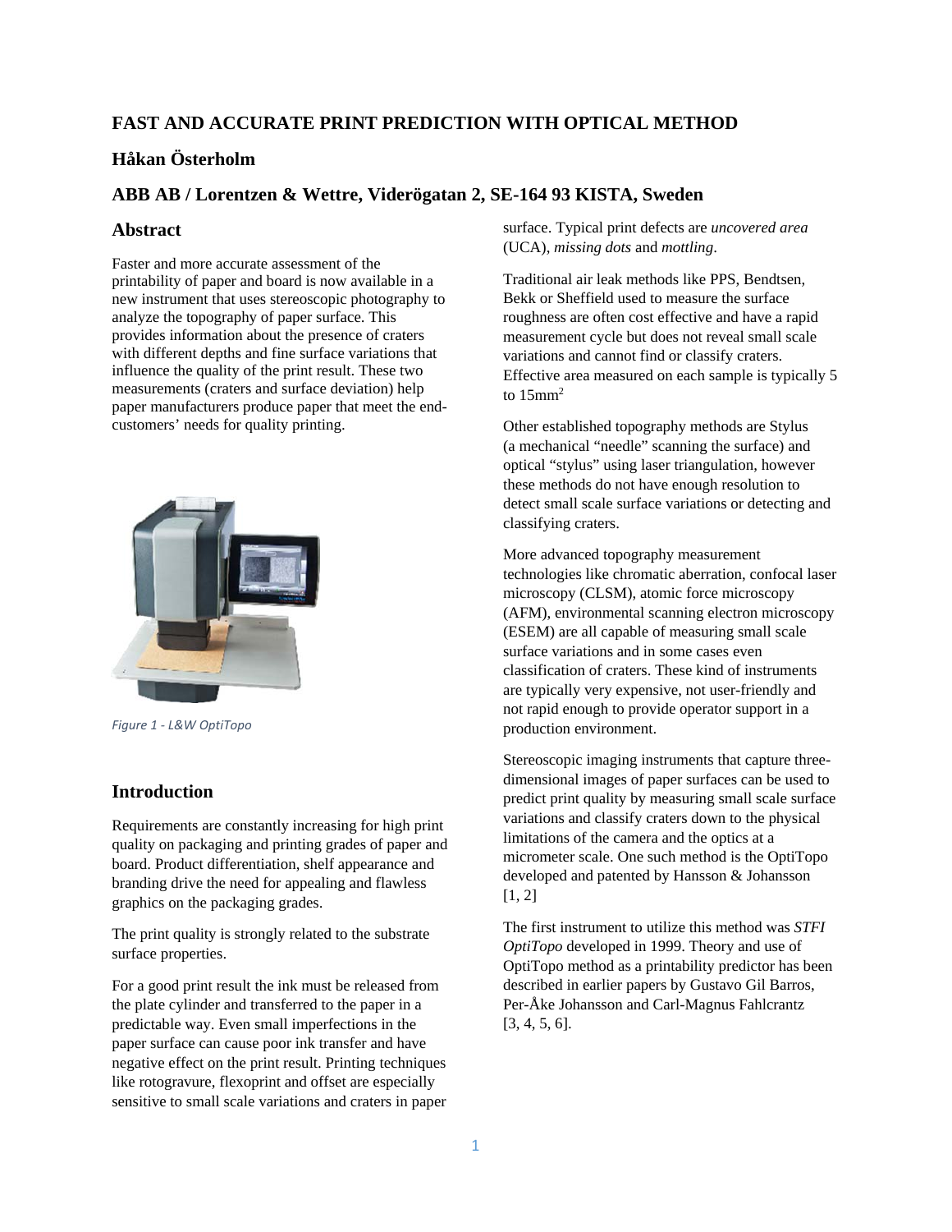# FAST AND ACCURATE PRINT PREDICTION WITH OPTICAL METHOD

## Håkan Österholm

## ABB AB / Lorentzen & Wettre, Viderögatan 2, SE-164 93 KISTA, Sweden

## Abstract

Faster and more accurate assessment of the printability of paper and board is now available in a new instrument that uses stereoscopic photography to analyze the topography of paper surface. This provides information about the presence of craters with different depths and fine surface variations that influence the quality of the print result. These two measurements (craters and surface deviation) help paper manufacturers produce paper that meet the end-customers' needs for quality printing.

*Figure 1 - L&W OptiTopo*

## Introduction

Requirements are constantly increasing for high print quality on packaging and printing grades of paper and board. Product differentiation, shelf appearance and branding drive the need for appealing and flawless graphics on the packaging grades.

The print quality is strongly related to the substrate surface properties.

For a good print result the ink must be released from the plate cylinder and transferred to the paper in a predictable way. Even small imperfections in the paper surface can cause poor ink transfer and have negative effect on the print result. Printing techniques like rotogravure, flexoprint and offset are especially sensitive to small scale variations and craters in paper surface. Typical print defects are *uncovered area* (UCA), *missing dots* and *mottling*.

Traditional air leak methods like PPS, Bendtsen, Bekk or Sheffield used to measure the surface roughness are often cost effective and have a rapid measurement cycle but does not reveal small scale variations and cannot find or classify craters. Effective area measured on each sample is typically 5 to 15mm$^2$

Other established topography methods are Stylus (a mechanical "needle" scanning the surface) and optical "stylus" using laser triangulation, however these methods do not have enough resolution to detect small scale surface variations or detecting and classifying craters.

More advanced topography measurement technologies like chromatic aberration, confocal laser microscopy (CLSM), atomic force microscopy (AFM), environmental scanning electron microscopy (ESEM) are all capable of measuring small scale surface variations and in some cases even classification of craters. These kind of instruments are typically very expensive, not user-friendly and not rapid enough to provide operator support in a production environment.

Stereoscopic imaging instruments that capture three-dimensional images of paper surfaces can be used to predict print quality by measuring small scale surface variations and classify craters down to the physical limitations of the camera and the optics at a micrometer scale. One such method is the OptiTopo developed and patented by Hansson & Johansson [1, 2]

The first instrument to utilize this method was *STFI OptiTopo* developed in 1999. Theory and use of OptiTopo method as a printability predictor has been described in earlier papers by Gustavo Gil Barros, Per-Åke Johansson and Carl-Magnus Fahlcrantz [3, 4, 5, 6].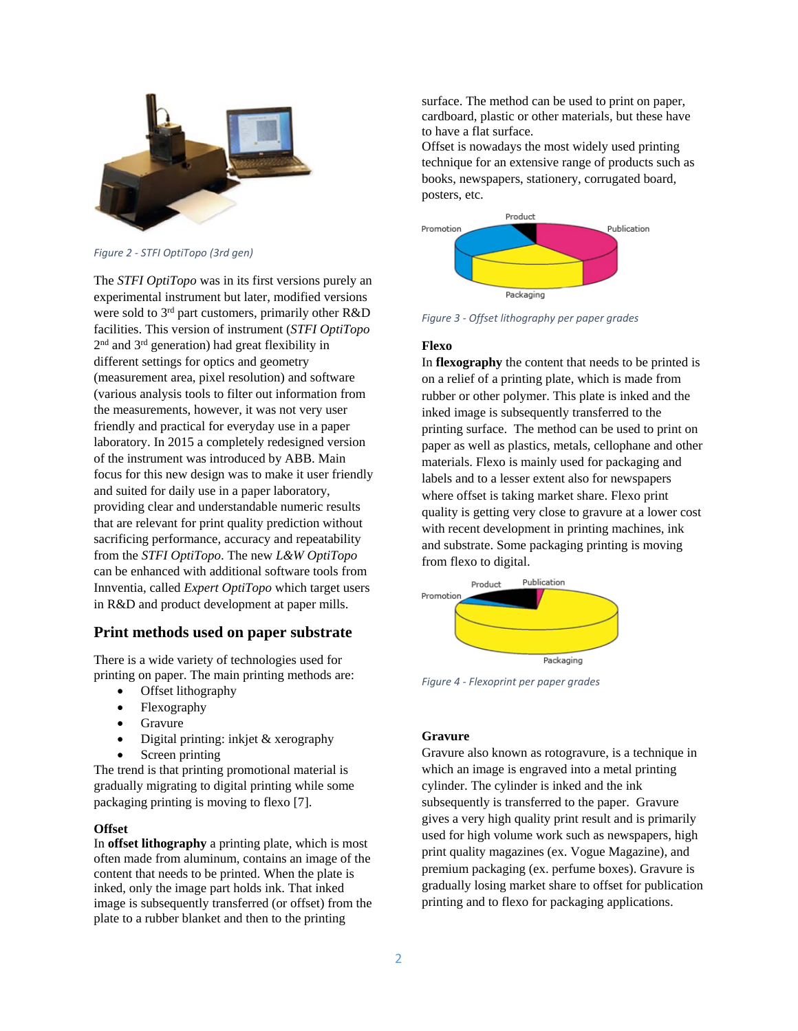Figure 2 - STFI OptiTopo (3rd gen)

The *STFI OptiTopo* was in its first versions purely an experimental instrument but later, modified versions were sold to 3rd part customers, primarily other R&D facilities. This version of instrument (*STFI OptiTopo* 2nd and 3rd generation) had great flexibility in different settings for optics and geometry (measurement area, pixel resolution) and software (various analysis tools to filter out information from the measurements, however, it was not very user friendly and practical for everyday use in a paper laboratory. In 2015 a completely redesigned version of the instrument was introduced by ABB. Main focus for this new design was to make it user friendly and suited for daily use in a paper laboratory, providing clear and understandable numeric results that are relevant for print quality prediction without sacrificing performance, accuracy and repeatability from the *STFI OptiTopo*. The new *L&W OptiTopo* can be enhanced with additional software tools from Innventia, called *Expert OptiTopo* which target users in R&D and product development at paper mills.

## Print methods used on paper substrate

There is a wide variety of technologies used for printing on paper. The main printing methods are:

- Offset lithography
- Flexography
- Gravure
- Digital printing: inkjet & xerography
- Screen printing

The trend is that printing promotional material is gradually migrating to digital printing while some packaging printing is moving to flexo [7].

### Offset

In **offset lithography** a printing plate, which is most often made from aluminum, contains an image of the content that needs to be printed. When the plate is inked, only the image part holds ink. That inked image is subsequently transferred (or offset) from the plate to a rubber blanket and then to the printing surface. The method can be used to print on paper, cardboard, plastic or other materials, but these have to have a flat surface.

Offset is nowadays the most widely used printing technique for an extensive range of products such as books, newspapers, stationery, corrugated board, posters, etc.

Figure 3 - Offset lithography per paper grades

### Flexo

In **flexography** the content that needs to be printed is on a relief of a printing plate, which is made from rubber or other polymer. This plate is inked and the inked image is subsequently transferred to the printing surface. The method can be used to print on paper as well as plastics, metals, cellophane and other materials. Flexo is mainly used for packaging and labels and to a lesser extent also for newspapers where offset is taking market share. Flexo print quality is getting very close to gravure at a lower cost with recent development in printing machines, ink and substrate. Some packaging printing is moving from flexo to digital.

Figure 4 - Flexoprint per paper grades

### Gravure

Gravure also known as rotogravure, is a technique in which an image is engraved into a metal printing cylinder. The cylinder is inked and the ink subsequently is transferred to the paper. Gravure gives a very high quality print result and is primarily used for high volume work such as newspapers, high print quality magazines (ex. Vogue Magazine), and premium packaging (ex. perfume boxes). Gravure is gradually losing market share to offset for publication printing and to flexo for packaging applications.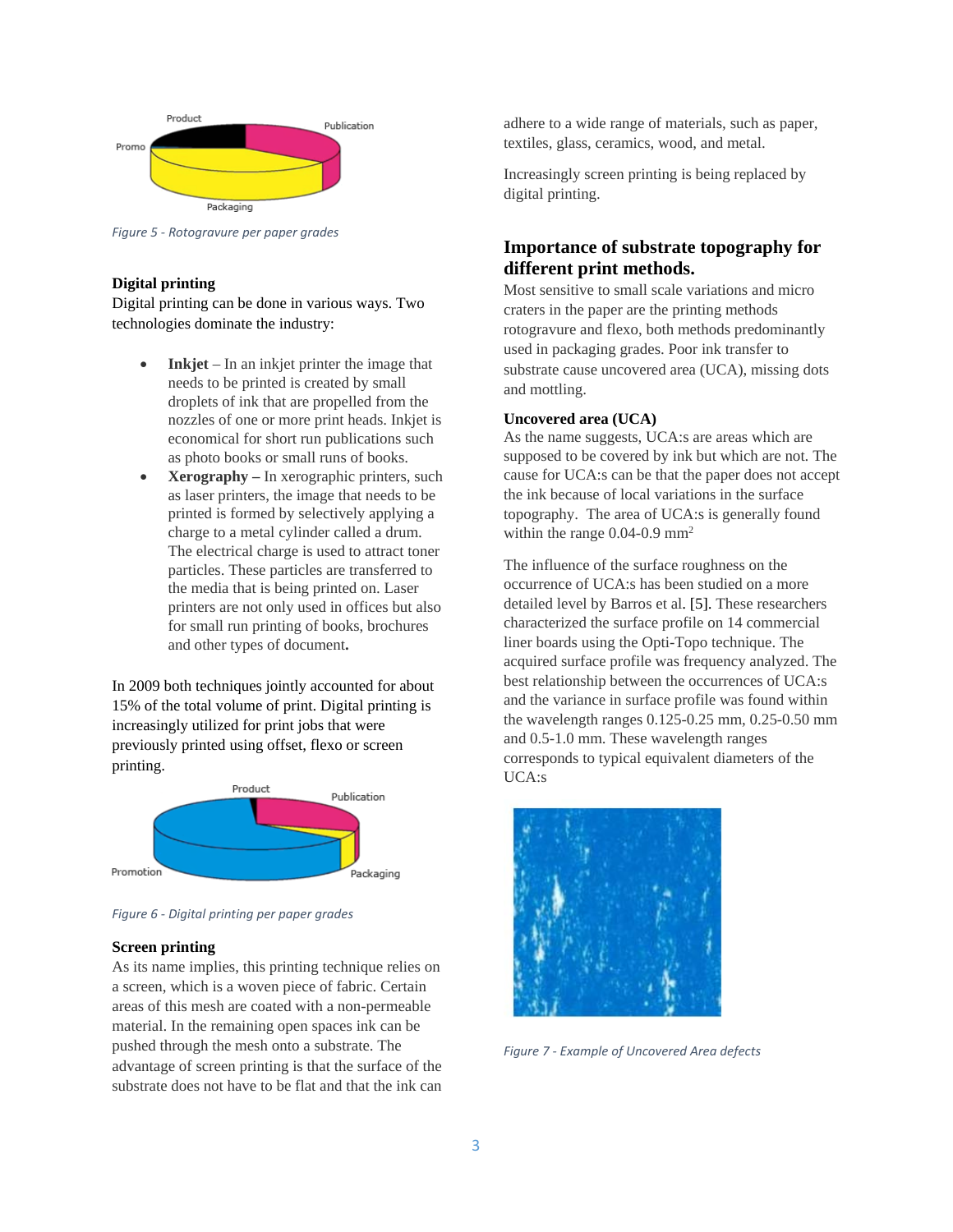Figure 5 - Rotogravure per paper grades

**Digital printing**

Digital printing can be done in various ways. Two technologies dominate the industry:

- **Inkjet** – In an inkjet printer the image that needs to be printed is created by small droplets of ink that are propelled from the nozzles of one or more print heads. Inkjet is economical for short run publications such as photo books or small runs of books.
- **Xerography –** In xerographic printers, such as laser printers, the image that needs to be printed is formed by selectively applying a charge to a metal cylinder called a drum. The electrical charge is used to attract toner particles. These particles are transferred to the media that is being printed on. Laser printers are not only used in offices but also for small run printing of books, brochures and other types of document**.**

In 2009 both techniques jointly accounted for about 15% of the total volume of print. Digital printing is increasingly utilized for print jobs that were previously printed using offset, flexo or screen printing.

Figure 6 - Digital printing per paper grades

**Screen printing**

As its name implies, this printing technique relies on a screen, which is a woven piece of fabric. Certain areas of this mesh are coated with a non-permeable material. In the remaining open spaces ink can be pushed through the mesh onto a substrate. The advantage of screen printing is that the surface of the substrate does not have to be flat and that the ink can adhere to a wide range of materials, such as paper, textiles, glass, ceramics, wood, and metal.

Increasingly screen printing is being replaced by digital printing.

## Importance of substrate topography for different print methods.

Most sensitive to small scale variations and micro craters in the paper are the printing methods rotogravure and flexo, both methods predominantly used in packaging grades. Poor ink transfer to substrate cause uncovered area (UCA), missing dots and mottling.

**Uncovered area (UCA)**

As the name suggests, UCA:s are areas which are supposed to be covered by ink but which are not. The cause for UCA:s can be that the paper does not accept the ink because of local variations in the surface topography. The area of UCA:s is generally found within the range 0.04-0.9 mm$^2$

The influence of the surface roughness on the occurrence of UCA:s has been studied on a more detailed level by Barros et al. [5]. These researchers characterized the surface profile on 14 commercial liner boards using the Opti-Topo technique. The acquired surface profile was frequency analyzed. The best relationship between the occurrences of UCA:s and the variance in surface profile was found within the wavelength ranges 0.125-0.25 mm, 0.25-0.50 mm and 0.5-1.0 mm. These wavelength ranges corresponds to typical equivalent diameters of the UCA:s

Figure 7 - Example of Uncovered Area defects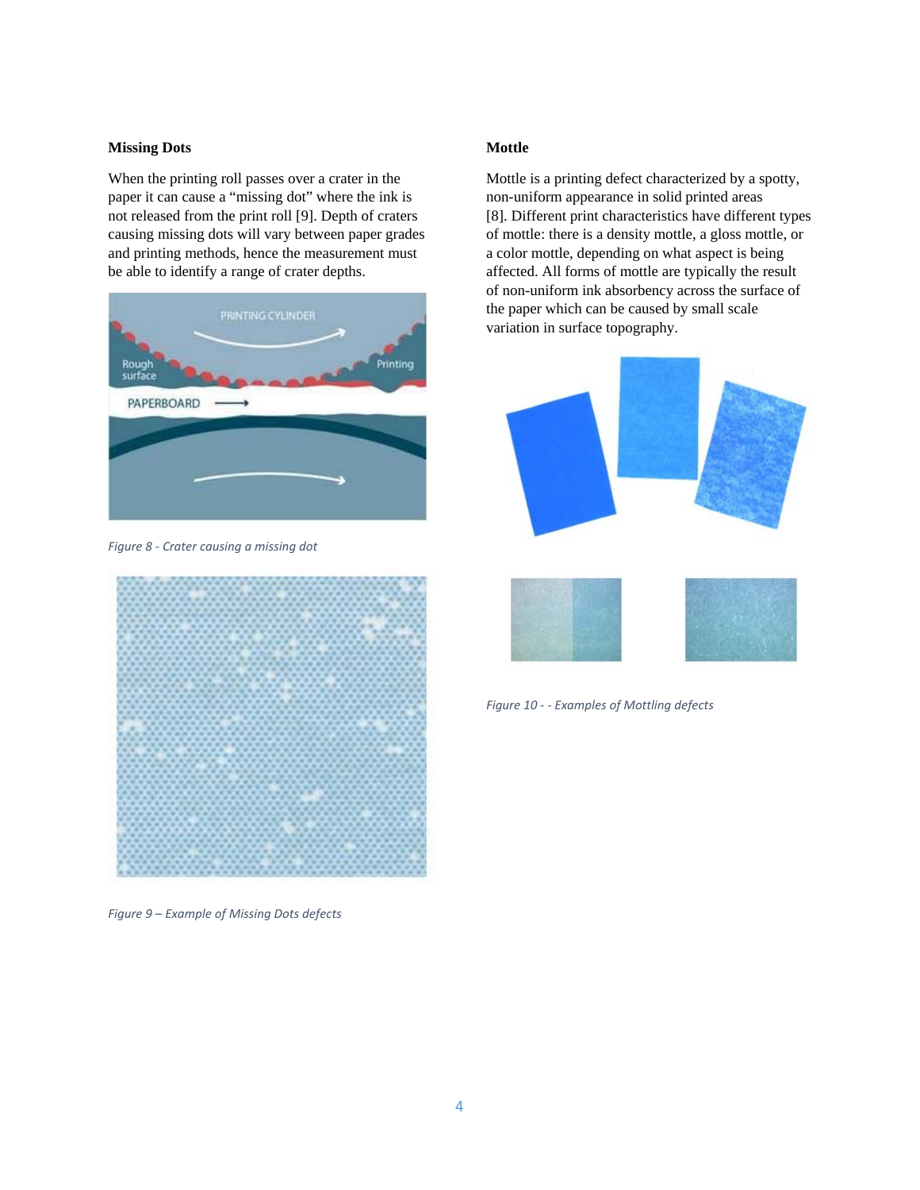### Missing Dots

When the printing roll passes over a crater in the paper it can cause a "missing dot" where the ink is not released from the print roll [9]. Depth of craters causing missing dots will vary between paper grades and printing methods, hence the measurement must be able to identify a range of crater depths.

*Figure 8 - Crater causing a missing dot*

*Figure 9 – Example of Missing Dots defects*

### Mottle

Mottle is a printing defect characterized by a spotty, non-uniform appearance in solid printed areas [8]. Different print characteristics have different types of mottle: there is a density mottle, a gloss mottle, or a color mottle, depending on what aspect is being affected. All forms of mottle are typically the result of non-uniform ink absorbency across the surface of the paper which can be caused by small scale variation in surface topography.

*Figure 10 - - Examples of Mottling defects*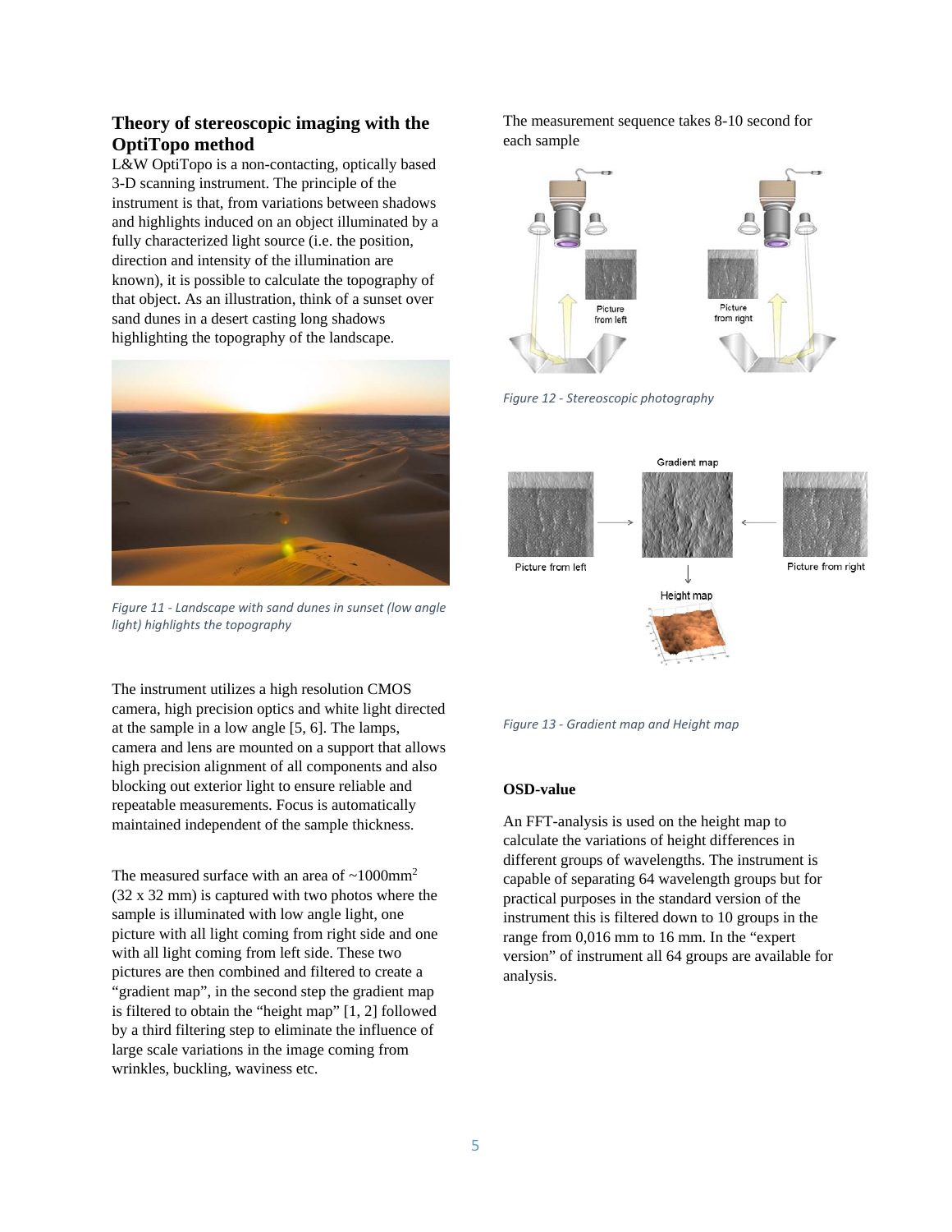## Theory of stereoscopic imaging with the OptiTopo method

L&W OptiTopo is a non-contacting, optically based 3-D scanning instrument. The principle of the instrument is that, from variations between shadows and highlights induced on an object illuminated by a fully characterized light source (i.e. the position, direction and intensity of the illumination are known), it is possible to calculate the topography of that object. As an illustration, think of a sunset over sand dunes in a desert casting long shadows highlighting the topography of the landscape.

*Figure 11 - Landscape with sand dunes in sunset (low angle light) highlights the topography*

The instrument utilizes a high resolution CMOS camera, high precision optics and white light directed at the sample in a low angle [5, 6]. The lamps, camera and lens are mounted on a support that allows high precision alignment of all components and also blocking out exterior light to ensure reliable and repeatable measurements. Focus is automatically maintained independent of the sample thickness.

The measured surface with an area of ~1000mm$^2$ (32 x 32 mm) is captured with two photos where the sample is illuminated with low angle light, one picture with all light coming from right side and one with all light coming from left side. These two pictures are then combined and filtered to create a "gradient map", in the second step the gradient map is filtered to obtain the "height map" [1, 2] followed by a third filtering step to eliminate the influence of large scale variations in the image coming from wrinkles, buckling, waviness etc.

The measurement sequence takes 8-10 second for each sample

*Figure 12 - Stereoscopic photography*

*Figure 13 - Gradient map and Height map*

**OSD-value**

An FFT-analysis is used on the height map to calculate the variations of height differences in different groups of wavelengths. The instrument is capable of separating 64 wavelength groups but for practical purposes in the standard version of the instrument this is filtered down to 10 groups in the range from 0,016 mm to 16 mm. In the "expert version" of instrument all 64 groups are available for analysis.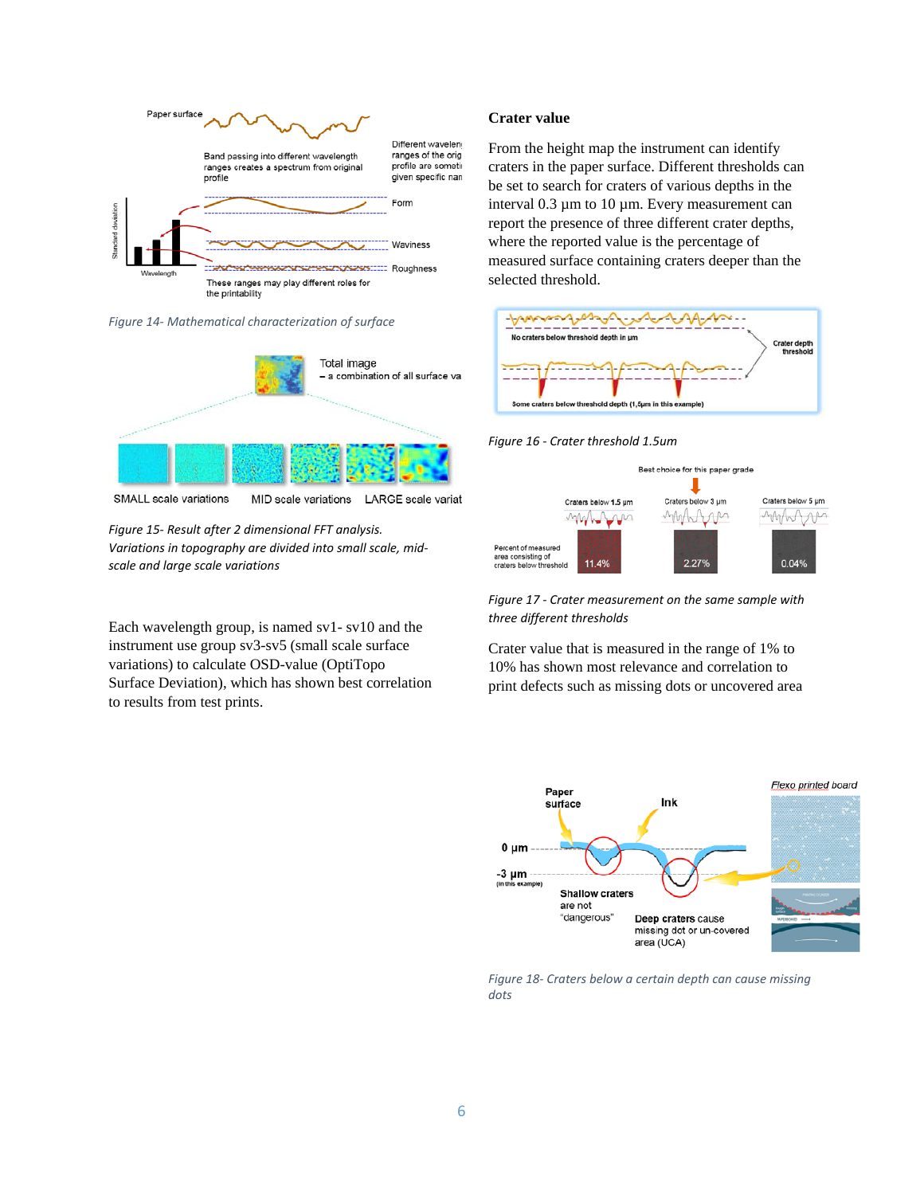*Figure 14- Mathematical characterization of surface*

*Figure 15- Result after 2 dimensional FFT analysis. Variations in topography are divided into small scale, mid-scale and large scale variations*

Each wavelength group, is named sv1- sv10 and the instrument use group sv3-sv5 (small scale surface variations) to calculate OSD-value (OptiTopo Surface Deviation), which has shown best correlation to results from test prints.

### Crater value

From the height map the instrument can identify craters in the paper surface. Different thresholds can be set to search for craters of various depths in the interval 0.3 µm to 10 µm. Every measurement can report the presence of three different crater depths, where the reported value is the percentage of measured surface containing craters deeper than the selected threshold.

*Figure 16 - Crater threshold 1.5um*

*Figure 17 - Crater measurement on the same sample with three different thresholds*

Crater value that is measured in the range of 1% to 10% has shown most relevance and correlation to print defects such as missing dots or uncovered area

*Figure 18- Craters below a certain depth can cause missing dots*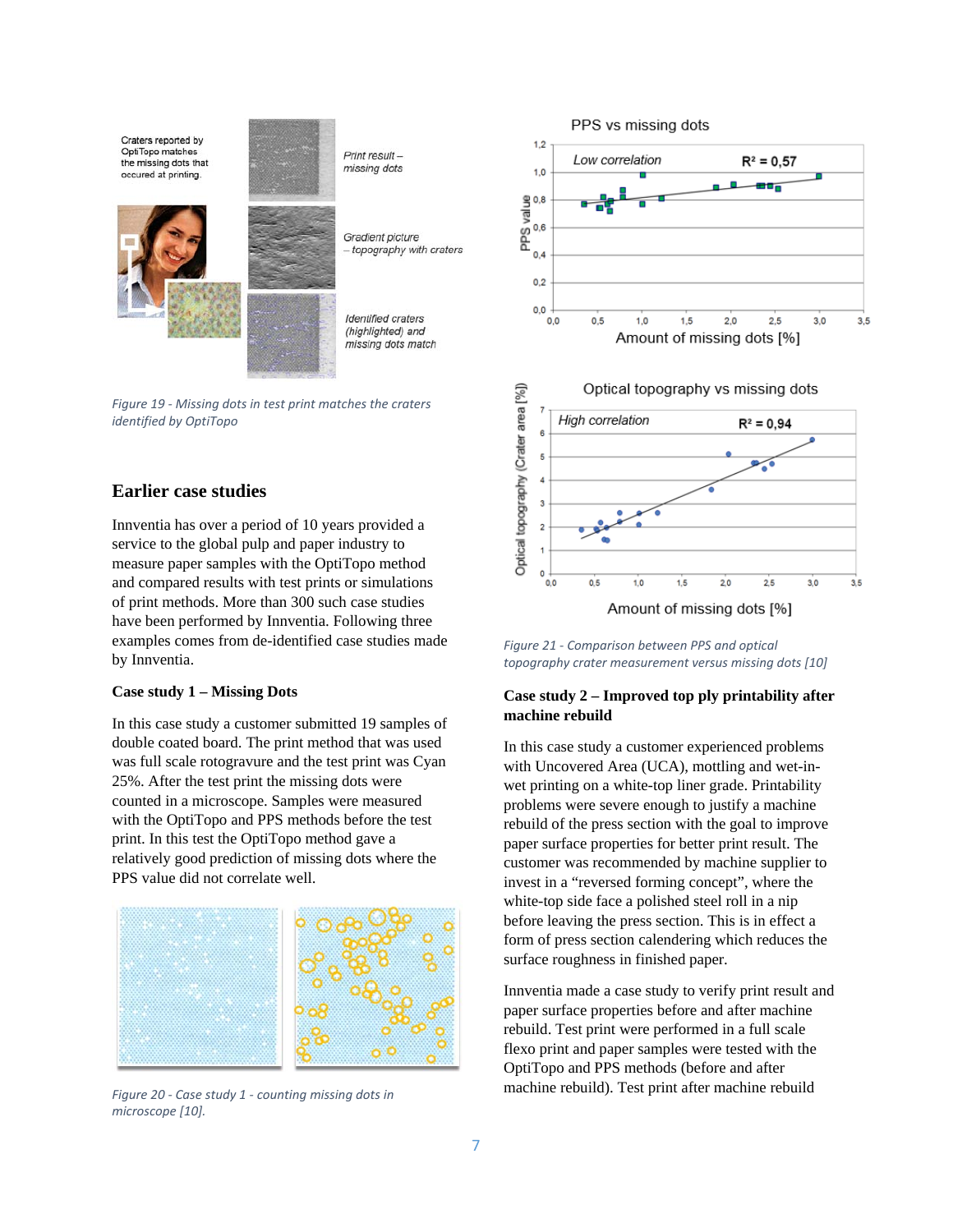Figure 19 - Missing dots in test print matches the craters identified by OptiTopo

## Earlier case studies

Innventia has over a period of 10 years provided a service to the global pulp and paper industry to measure paper samples with the OptiTopo method and compared results with test prints or simulations of print methods. More than 300 such case studies have been performed by Innventia. Following three examples comes from de-identified case studies made by Innventia.

### Case study 1 – Missing Dots

In this case study a customer submitted 19 samples of double coated board. The print method that was used was full scale rotogravure and the test print was Cyan 25%. After the test print the missing dots were counted in a microscope. Samples were measured with the OptiTopo and PPS methods before the test print. In this test the OptiTopo method gave a relatively good prediction of missing dots where the PPS value did not correlate well.

Figure 20 - Case study 1 - counting missing dots in microscope [10].

Figure 21 - Comparison between PPS and optical topography crater measurement versus missing dots [10]

### Case study 2 – Improved top ply printability after machine rebuild

In this case study a customer experienced problems with Uncovered Area (UCA), mottling and wet-in-wet printing on a white-top liner grade. Printability problems were severe enough to justify a machine rebuild of the press section with the goal to improve paper surface properties for better print result. The customer was recommended by machine supplier to invest in a "reversed forming concept", where the white-top side face a polished steel roll in a nip before leaving the press section. This is in effect a form of press section calendering which reduces the surface roughness in finished paper.

Innventia made a case study to verify print result and paper surface properties before and after machine rebuild. Test print were performed in a full scale flexo print and paper samples were tested with the OptiTopo and PPS methods (before and after machine rebuild). Test print after machine rebuild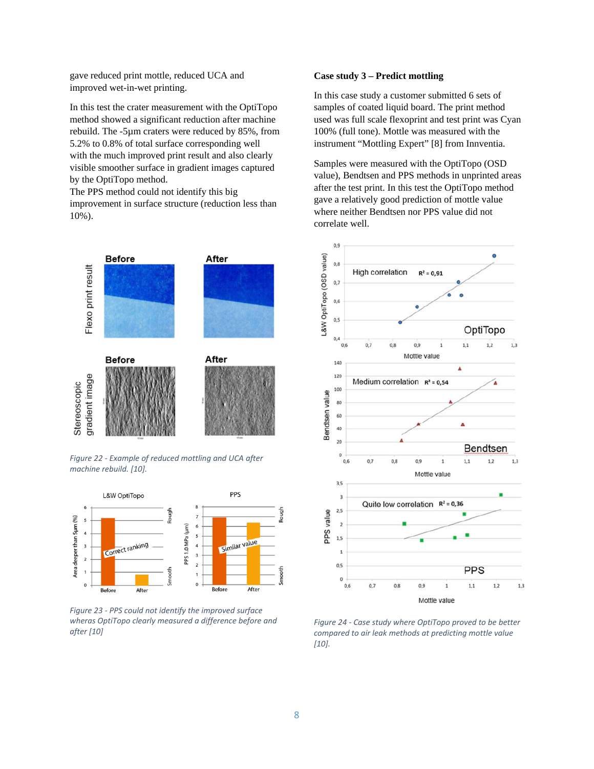gave reduced print mottle, reduced UCA and improved wet-in-wet printing.

In this test the crater measurement with the OptiTopo method showed a significant reduction after machine rebuild. The -5µm craters were reduced by 85%, from 5.2% to 0.8% of total surface corresponding well with the much improved print result and also clearly visible smoother surface in gradient images captured by the OptiTopo method.
The PPS method could not identify this big improvement in surface structure (reduction less than 10%).

*Figure 22 - Example of reduced mottling and UCA after machine rebuild. [10].*

*Figure 23 - PPS could not identify the improved surface wheras OptiTopo clearly measured a difference before and after [10]*

**Case study 3 – Predict mottling**

In this case study a customer submitted 6 sets of samples of coated liquid board. The print method used was full scale flexoprint and test print was Cyan 100% (full tone). Mottle was measured with the instrument "Mottling Expert" [8] from Innventia.

Samples were measured with the OptiTopo (OSD value), Bendtsen and PPS methods in unprinted areas after the test print. In this test the OptiTopo method gave a relatively good prediction of mottle value where neither Bendtsen nor PPS value did not correlate well.

*Figure 24 - Case study where OptiTopo proved to be better compared to air leak methods at predicting mottle value [10].*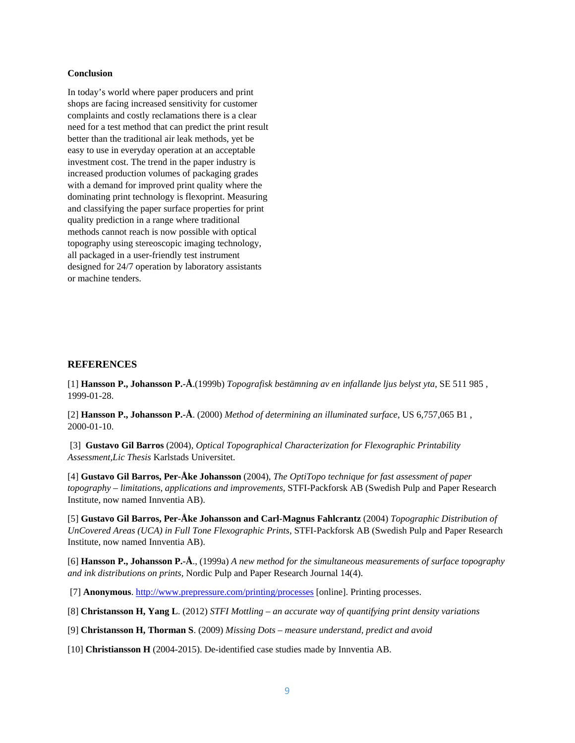**Conclusion**

In today's world where paper producers and print shops are facing increased sensitivity for customer complaints and costly reclamations there is a clear need for a test method that can predict the print result better than the traditional air leak methods, yet be easy to use in everyday operation at an acceptable investment cost. The trend in the paper industry is increased production volumes of packaging grades with a demand for improved print quality where the dominating print technology is flexoprint. Measuring and classifying the paper surface properties for print quality prediction in a range where traditional methods cannot reach is now possible with optical topography using stereoscopic imaging technology, all packaged in a user-friendly test instrument designed for 24/7 operation by laboratory assistants or machine tenders.

## REFERENCES

[1] **Hansson P., Johansson P.-Å**.(1999b) *Topografisk bestämning av en infallande ljus belyst yta*, SE 511 985 , 1999-01-28.

[2] **Hansson P., Johansson P.-Å**. (2000) *Method of determining an illuminated surface*, US 6,757,065 B1 , 2000-01-10.

[3] **Gustavo Gil Barros** (2004), *Optical Topographical Characterization for Flexographic Printability Assessment,Lic Thesis* Karlstads Universitet.

[4] **Gustavo Gil Barros, Per-Åke Johansson** (2004), *The OptiTopo technique for fast assessment of paper topography – limitations, applications and improvements*, STFI-Packforsk AB (Swedish Pulp and Paper Research Institute, now named Innventia AB).

[5] **Gustavo Gil Barros, Per-Åke Johansson and Carl-Magnus Fahlcrantz** (2004) *Topographic Distribution of UnCovered Areas (UCA) in Full Tone Flexographic Prints*, STFI-Packforsk AB (Swedish Pulp and Paper Research Institute, now named Innventia AB).

[6] **Hansson P., Johansson P.-Å**., (1999a) *A new method for the simultaneous measurements of surface topography and ink distributions on prints*, Nordic Pulp and Paper Research Journal 14(4).

[7] **Anonymous**. http://www.prepressure.com/printing/processes [online]. Printing processes.

[8] **Christansson H, Yang L**. (2012) *STFI Mottling – an accurate way of quantifying print density variations*

[9] **Christansson H, Thorman S**. (2009) *Missing Dots – measure understand, predict and avoid*

[10] **Christiansson H** (2004-2015). De-identified case studies made by Innventia AB.